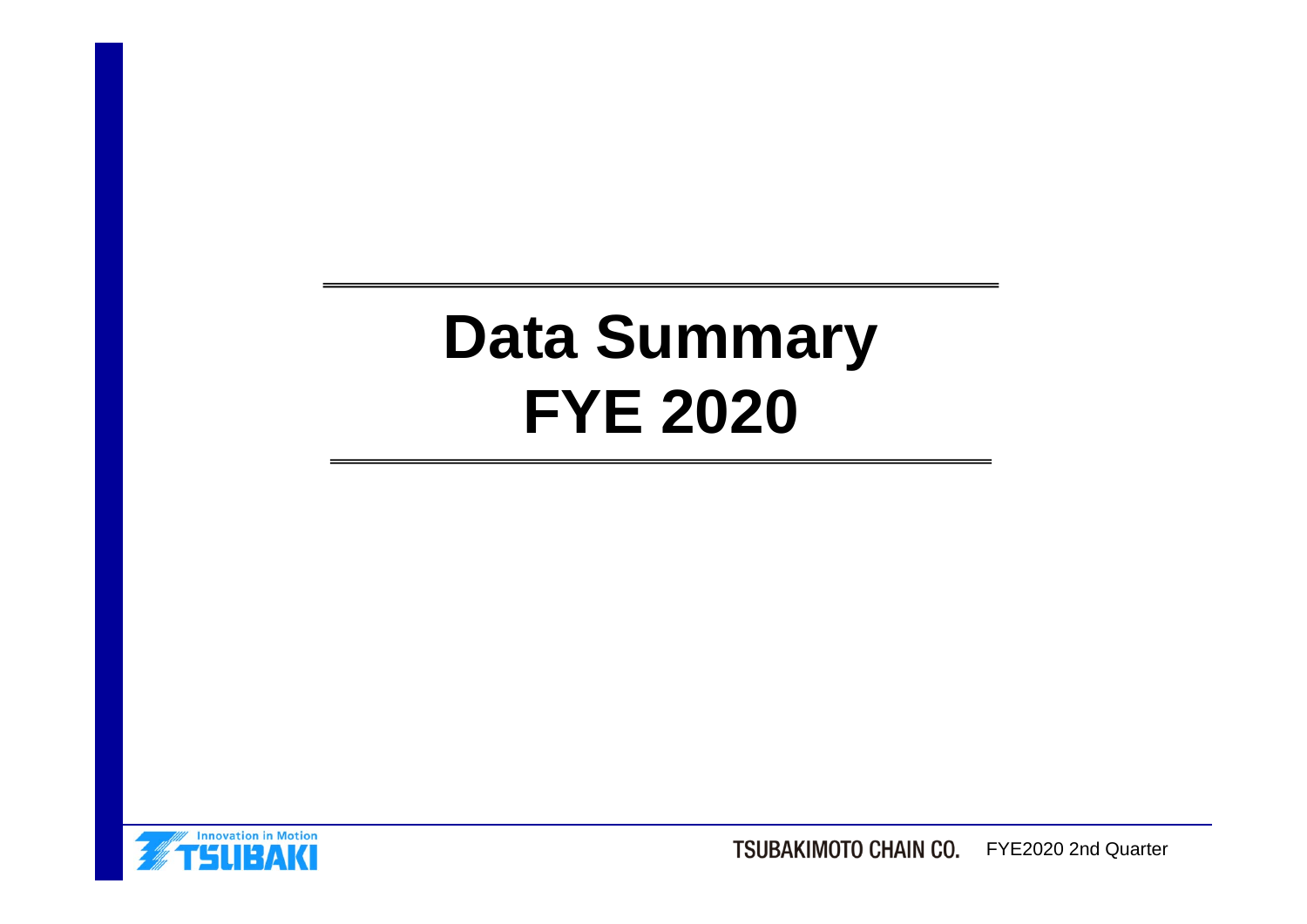# Data Summary
# FYE 2020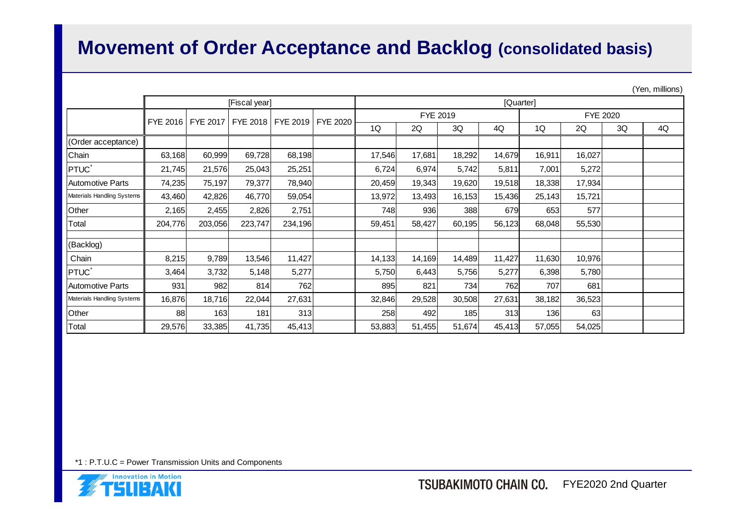# Movement of Order Acceptance and Backlog (consolidated basis)

(Yen, millions)

| | [Fiscal year] | | | | | [Quarter] | | | | | | | |
|---|---|---|---|---|---|---|---|---|---|---|---|---|---|
| | | | | | | FYE 2019 | | | | FYE 2020 | | | |
| | FYE 2016 | FYE 2017 | FYE 2018 | FYE 2019 | FYE 2020 | 1Q | 2Q | 3Q | 4Q | 1Q | 2Q | 3Q | 4Q |
| (Order acceptance) | | | | | | | | | | | | | |
| Chain | 63,168 | 60,999 | 69,728 | 68,198 | | 17,546 | 17,681 | 18,292 | 14,679 | 16,911 | 16,027 | | |
| PTUC* | 21,745 | 21,576 | 25,043 | 25,251 | | 6,724 | 6,974 | 5,742 | 5,811 | 7,001 | 5,272 | | |
| Automotive Parts | 74,235 | 75,197 | 79,377 | 78,940 | | 20,459 | 19,343 | 19,620 | 19,518 | 18,338 | 17,934 | | |
| Materials Handling Systems | 43,460 | 42,826 | 46,770 | 59,054 | | 13,972 | 13,493 | 16,153 | 15,436 | 25,143 | 15,721 | | |
| Other | 2,165 | 2,455 | 2,826 | 2,751 | | 748 | 936 | 388 | 679 | 653 | 577 | | |
| Total | 204,776 | 203,056 | 223,747 | 234,196 | | 59,451 | 58,427 | 60,195 | 56,123 | 68,048 | 55,530 | | |
| | | | | | | | | | | | | | |
| (Backlog) | | | | | | | | | | | | | |
| Chain | 8,215 | 9,789 | 13,546 | 11,427 | | 14,133 | 14,169 | 14,489 | 11,427 | 11,630 | 10,976 | | |
| PTUC* | 3,464 | 3,732 | 5,148 | 5,277 | | 5,750 | 6,443 | 5,756 | 5,277 | 6,398 | 5,780 | | |
| Automotive Parts | 931 | 982 | 814 | 762 | | 895 | 821 | 734 | 762 | 707 | 681 | | |
| Materials Handling Systems | 16,876 | 18,716 | 22,044 | 27,631 | | 32,846 | 29,528 | 30,508 | 27,631 | 38,182 | 36,523 | | |
| Other | 88 | 163 | 181 | 313 | | 258 | 492 | 185 | 313 | 136 | 63 | | |
| Total | 29,576 | 33,385 | 41,735 | 45,413 | | 53,883 | 51,455 | 51,674 | 45,413 | 57,055 | 54,025 | | |

*1 : P.T.U.C = Power Transmission Units and Components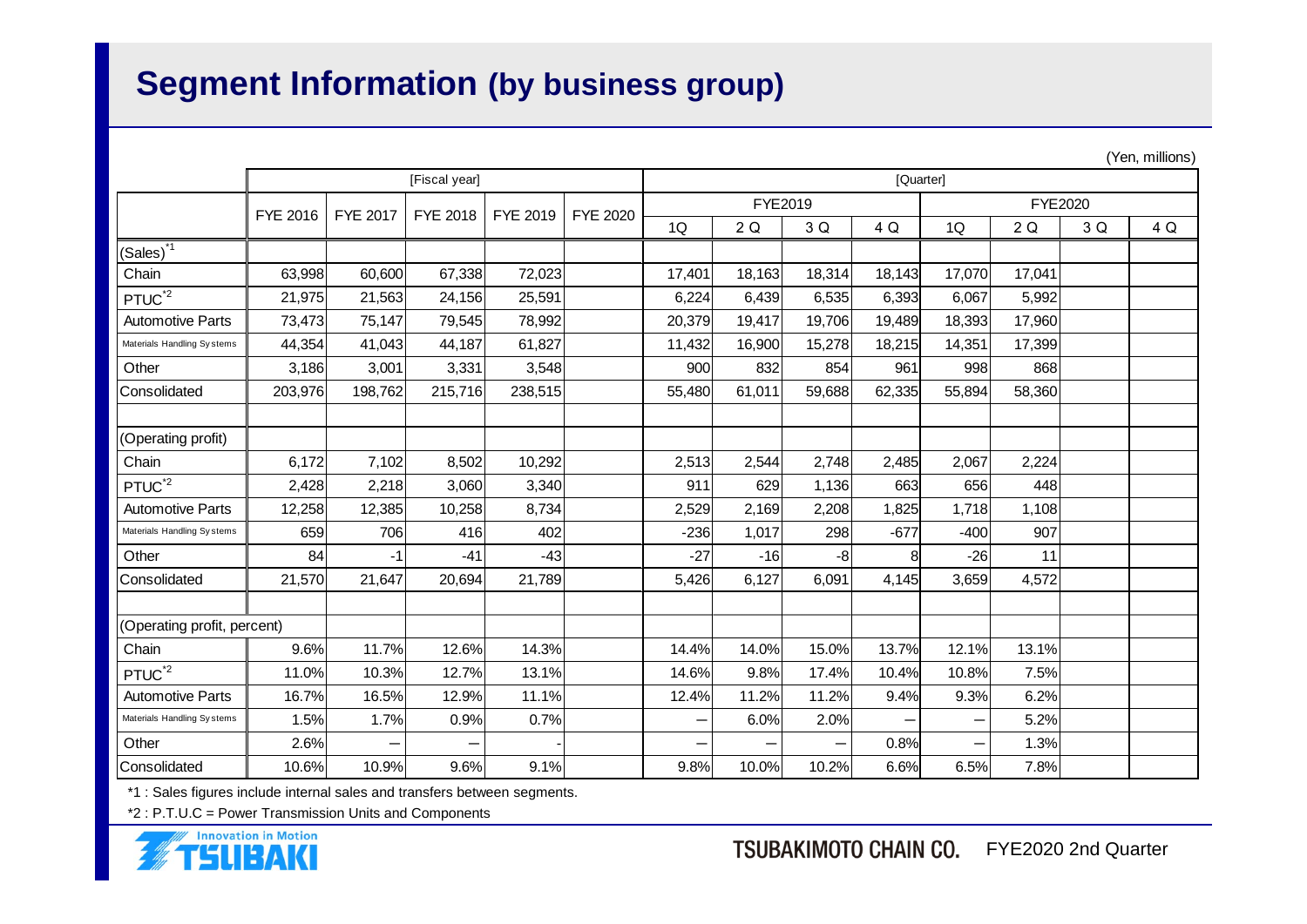# Segment Information (by business group)

(Yen, millions)

| | [Fiscal year] | | | | | [Quarter] | | | | | | | |
|---|---|---|---|---|---|---|---|---|---|---|---|---|---|
| | FYE 2016 | FYE 2017 | FYE 2018 | FYE 2019 | FYE 2020 | FYE2019 | | | | FYE2020 | | | |
| | | | | | | 1Q | 2 Q | 3 Q | 4 Q | 1Q | 2 Q | 3 Q | 4 Q |
| (Sales)*1 | | | | | | | | | | | | | |
| Chain | 63,998 | 60,600 | 67,338 | 72,023 | | 17,401 | 18,163 | 18,314 | 18,143 | 17,070 | 17,041 | | |
| PTUC*2 | 21,975 | 21,563 | 24,156 | 25,591 | | 6,224 | 6,439 | 6,535 | 6,393 | 6,067 | 5,992 | | |
| Automotive Parts | 73,473 | 75,147 | 79,545 | 78,992 | | 20,379 | 19,417 | 19,706 | 19,489 | 18,393 | 17,960 | | |
| Materials Handling Systems | 44,354 | 41,043 | 44,187 | 61,827 | | 11,432 | 16,900 | 15,278 | 18,215 | 14,351 | 17,399 | | |
| Other | 3,186 | 3,001 | 3,331 | 3,548 | | 900 | 832 | 854 | 961 | 998 | 868 | | |
| Consolidated | 203,976 | 198,762 | 215,716 | 238,515 | | 55,480 | 61,011 | 59,688 | 62,335 | 55,894 | 58,360 | | |
| | | | | | | | | | | | | | |
| (Operating profit) | | | | | | | | | | | | | |
| Chain | 6,172 | 7,102 | 8,502 | 10,292 | | 2,513 | 2,544 | 2,748 | 2,485 | 2,067 | 2,224 | | |
| PTUC*2 | 2,428 | 2,218 | 3,060 | 3,340 | | 911 | 629 | 1,136 | 663 | 656 | 448 | | |
| Automotive Parts | 12,258 | 12,385 | 10,258 | 8,734 | | 2,529 | 2,169 | 2,208 | 1,825 | 1,718 | 1,108 | | |
| Materials Handling Systems | 659 | 706 | 416 | 402 | | -236 | 1,017 | 298 | -677 | -400 | 907 | | |
| Other | 84 | -1 | -41 | -43 | | -27 | -16 | -8 | 8 | -26 | 11 | | |
| Consolidated | 21,570 | 21,647 | 20,694 | 21,789 | | 5,426 | 6,127 | 6,091 | 4,145 | 3,659 | 4,572 | | |
| | | | | | | | | | | | | | |
| (Operating profit, percent) | | | | | | | | | | | | | |
| Chain | 9.6% | 11.7% | 12.6% | 14.3% | | 14.4% | 14.0% | 15.0% | 13.7% | 12.1% | 13.1% | | |
| PTUC*2 | 11.0% | 10.3% | 12.7% | 13.1% | | 14.6% | 9.8% | 17.4% | 10.4% | 10.8% | 7.5% | | |
| Automotive Parts | 16.7% | 16.5% | 12.9% | 11.1% | | 12.4% | 11.2% | 11.2% | 9.4% | 9.3% | 6.2% | | |
| Materials Handling Systems | 1.5% | 1.7% | 0.9% | 0.7% | | — | 6.0% | 2.0% | — | — | 5.2% | | |
| Other | 2.6% | — | — | - | | — | — | — | 0.8% | — | 1.3% | | |
| Consolidated | 10.6% | 10.9% | 9.6% | 9.1% | | 9.8% | 10.0% | 10.2% | 6.6% | 6.5% | 7.8% | | |

*1 : Sales figures include internal sales and transfers between segments.

*2 : P.T.U.C = Power Transmission Units and Components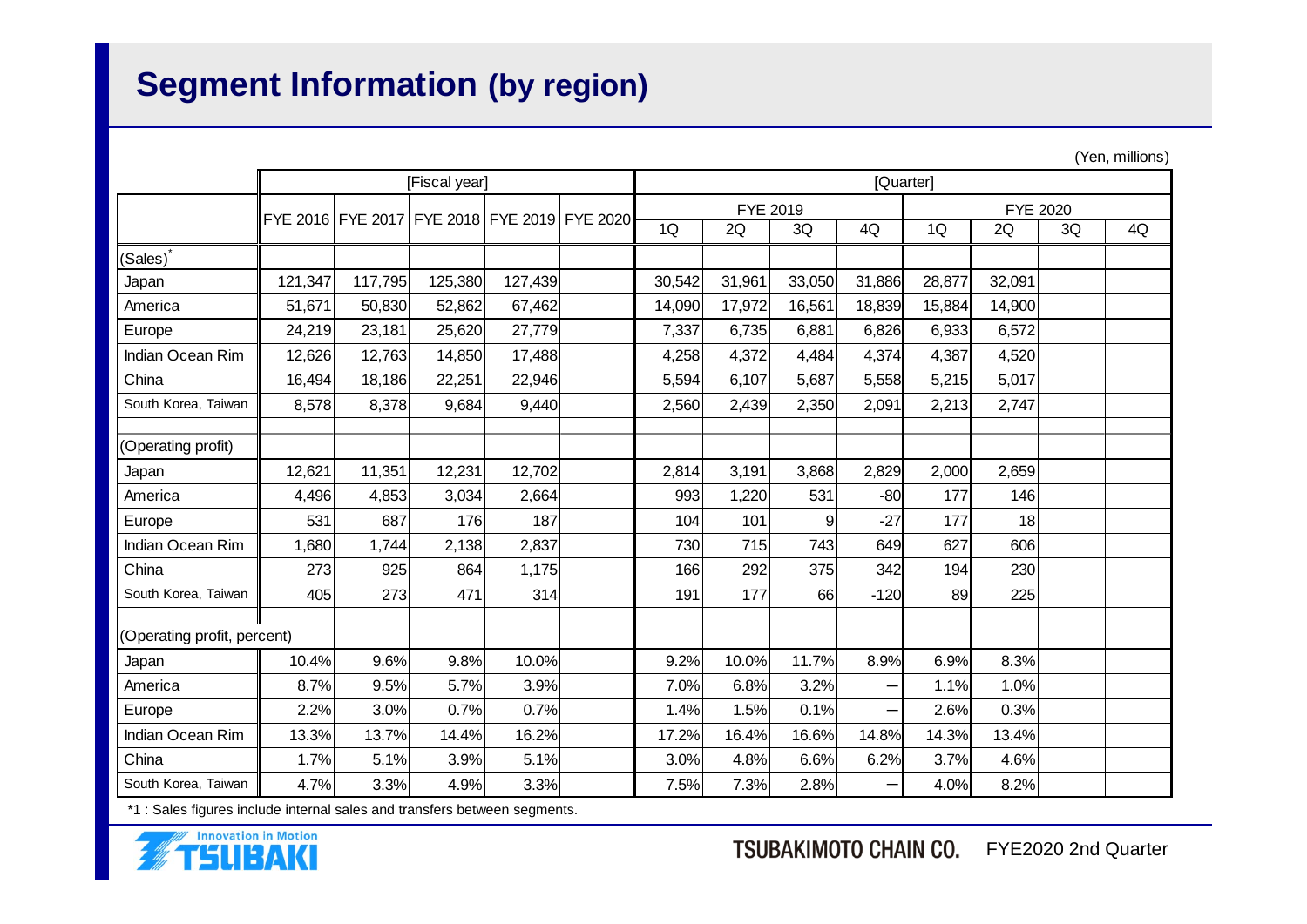# Segment Information (by region)

(Yen, millions)

| | [Fiscal year] | | | | | [Quarter] | | | | | | | |
|---|---|---|---|---|---|---|---|---|---|---|---|---|---|
| | | | | | | FYE 2019 | | | | FYE 2020 | | | |
| | FYE 2016 | FYE 2017 | FYE 2018 | FYE 2019 | FYE 2020 | 1Q | 2Q | 3Q | 4Q | 1Q | 2Q | 3Q | 4Q |
| (Sales)* | | | | | | | | | | | | | |
| Japan | 121,347 | 117,795 | 125,380 | 127,439 | | 30,542 | 31,961 | 33,050 | 31,886 | 28,877 | 32,091 | | |
| America | 51,671 | 50,830 | 52,862 | 67,462 | | 14,090 | 17,972 | 16,561 | 18,839 | 15,884 | 14,900 | | |
| Europe | 24,219 | 23,181 | 25,620 | 27,779 | | 7,337 | 6,735 | 6,881 | 6,826 | 6,933 | 6,572 | | |
| Indian Ocean Rim | 12,626 | 12,763 | 14,850 | 17,488 | | 4,258 | 4,372 | 4,484 | 4,374 | 4,387 | 4,520 | | |
| China | 16,494 | 18,186 | 22,251 | 22,946 | | 5,594 | 6,107 | 5,687 | 5,558 | 5,215 | 5,017 | | |
| South Korea, Taiwan | 8,578 | 8,378 | 9,684 | 9,440 | | 2,560 | 2,439 | 2,350 | 2,091 | 2,213 | 2,747 | | |
| (Operating profit) | | | | | | | | | | | | | |
| Japan | 12,621 | 11,351 | 12,231 | 12,702 | | 2,814 | 3,191 | 3,868 | 2,829 | 2,000 | 2,659 | | |
| America | 4,496 | 4,853 | 3,034 | 2,664 | | 993 | 1,220 | 531 | -80 | 177 | 146 | | |
| Europe | 531 | 687 | 176 | 187 | | 104 | 101 | 9 | -27 | 177 | 18 | | |
| Indian Ocean Rim | 1,680 | 1,744 | 2,138 | 2,837 | | 730 | 715 | 743 | 649 | 627 | 606 | | |
| China | 273 | 925 | 864 | 1,175 | | 166 | 292 | 375 | 342 | 194 | 230 | | |
| South Korea, Taiwan | 405 | 273 | 471 | 314 | | 191 | 177 | 66 | -120 | 89 | 225 | | |
| (Operating profit, percent) | | | | | | | | | | | | | |
| Japan | 10.4% | 9.6% | 9.8% | 10.0% | | 9.2% | 10.0% | 11.7% | 8.9% | 6.9% | 8.3% | | |
| America | 8.7% | 9.5% | 5.7% | 3.9% | | 7.0% | 6.8% | 3.2% | – | 1.1% | 1.0% | | |
| Europe | 2.2% | 3.0% | 0.7% | 0.7% | | 1.4% | 1.5% | 0.1% | – | 2.6% | 0.3% | | |
| Indian Ocean Rim | 13.3% | 13.7% | 14.4% | 16.2% | | 17.2% | 16.4% | 16.6% | 14.8% | 14.3% | 13.4% | | |
| China | 1.7% | 5.1% | 3.9% | 5.1% | | 3.0% | 4.8% | 6.6% | 6.2% | 3.7% | 4.6% | | |
| South Korea, Taiwan | 4.7% | 3.3% | 4.9% | 3.3% | | 7.5% | 7.3% | 2.8% | – | 4.0% | 8.2% | | |

*1 : Sales figures include internal sales and transfers between segments.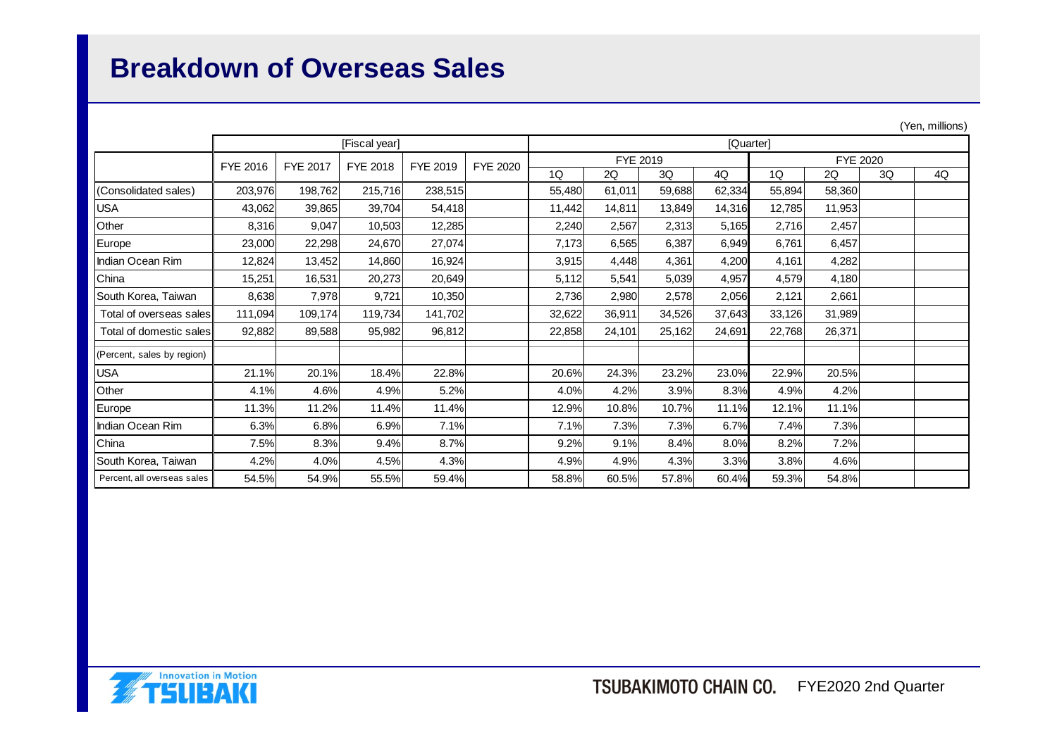# Breakdown of Overseas Sales

(Yen, millions)

| | [Fiscal year] | | | | | [Quarter] | | | | | | | |
|---|---|---|---|---|---|---|---|---|---|---|---|---|---|
| | FYE 2016 | FYE 2017 | FYE 2018 | FYE 2019 | FYE 2020 | FYE 2019 | | | | FYE 2020 | | | |
| | | | | | | 1Q | 2Q | 3Q | 4Q | 1Q | 2Q | 3Q | 4Q |
| (Consolidated sales) | 203,976 | 198,762 | 215,716 | 238,515 | | 55,480 | 61,011 | 59,688 | 62,334 | 55,894 | 58,360 | | |
| USA | 43,062 | 39,865 | 39,704 | 54,418 | | 11,442 | 14,811 | 13,849 | 14,316 | 12,785 | 11,953 | | |
| Other | 8,316 | 9,047 | 10,503 | 12,285 | | 2,240 | 2,567 | 2,313 | 5,165 | 2,716 | 2,457 | | |
| Europe | 23,000 | 22,298 | 24,670 | 27,074 | | 7,173 | 6,565 | 6,387 | 6,949 | 6,761 | 6,457 | | |
| Indian Ocean Rim | 12,824 | 13,452 | 14,860 | 16,924 | | 3,915 | 4,448 | 4,361 | 4,200 | 4,161 | 4,282 | | |
| China | 15,251 | 16,531 | 20,273 | 20,649 | | 5,112 | 5,541 | 5,039 | 4,957 | 4,579 | 4,180 | | |
| South Korea, Taiwan | 8,638 | 7,978 | 9,721 | 10,350 | | 2,736 | 2,980 | 2,578 | 2,056 | 2,121 | 2,661 | | |
| Total of overseas sales | 111,094 | 109,174 | 119,734 | 141,702 | | 32,622 | 36,911 | 34,526 | 37,643 | 33,126 | 31,989 | | |
| Total of domestic sales | 92,882 | 89,588 | 95,982 | 96,812 | | 22,858 | 24,101 | 25,162 | 24,691 | 22,768 | 26,371 | | |
| (Percent, sales by region) | | | | | | | | | | | | | |
| USA | 21.1% | 20.1% | 18.4% | 22.8% | | 20.6% | 24.3% | 23.2% | 23.0% | 22.9% | 20.5% | | |
| Other | 4.1% | 4.6% | 4.9% | 5.2% | | 4.0% | 4.2% | 3.9% | 8.3% | 4.9% | 4.2% | | |
| Europe | 11.3% | 11.2% | 11.4% | 11.4% | | 12.9% | 10.8% | 10.7% | 11.1% | 12.1% | 11.1% | | |
| Indian Ocean Rim | 6.3% | 6.8% | 6.9% | 7.1% | | 7.1% | 7.3% | 7.3% | 6.7% | 7.4% | 7.3% | | |
| China | 7.5% | 8.3% | 9.4% | 8.7% | | 9.2% | 9.1% | 8.4% | 8.0% | 8.2% | 7.2% | | |
| South Korea, Taiwan | 4.2% | 4.0% | 4.5% | 4.3% | | 4.9% | 4.9% | 4.3% | 3.3% | 3.8% | 4.6% | | |
| Percent, all overseas sales | 54.5% | 54.9% | 55.5% | 59.4% | | 58.8% | 60.5% | 57.8% | 60.4% | 59.3% | 54.8% | | |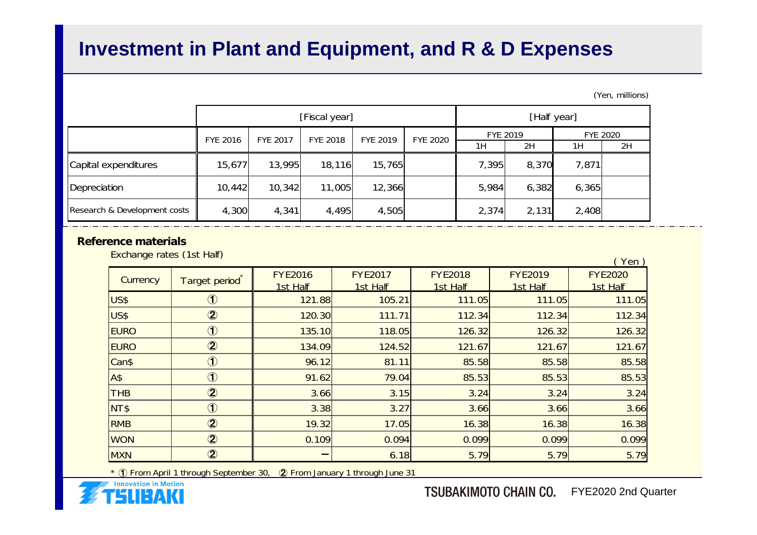# Investment in Plant and Equipment, and R & D Expenses

(Yen, millions)

| | [Fiscal year] | | | | | [Half year] | | | |
|---|---|---|---|---|---|---|---|---|---|
| | FYE 2016 | FYE 2017 | FYE 2018 | FYE 2019 | FYE 2020 | FYE 2019 | | FYE 2020 | |
| | | | | | | 1H | 2H | 1H | 2H |
| Capital expenditures | 15,677 | 13,995 | 18,116 | 15,765 | | 7,395 | 8,370 | 7,871 | |
| Depreciation | 10,442 | 10,342 | 11,005 | 12,366 | | 5,984 | 6,382 | 6,365 | |
| Research & Development costs | 4,300 | 4,341 | 4,495 | 4,505 | | 2,374 | 2,131 | 2,408 | |

**Reference materials**

Exchange rates (1st Half)

( Yen )

| Currency | Target period* | FYE2016 1st Half | FYE2017 1st Half | FYE2018 1st Half | FYE2019 1st Half | FYE2020 1st Half |
|---|---|---|---|---|---|---|
| US$ | ① | 121.88 | 105.21 | 111.05 | 111.05 | 111.05 |
| US$ | ② | 120.30 | 111.71 | 112.34 | 112.34 | 112.34 |
| EURO | ① | 135.10 | 118.05 | 126.32 | 126.32 | 126.32 |
| EURO | ② | 134.09 | 124.52 | 121.67 | 121.67 | 121.67 |
| Can$ | ① | 96.12 | 81.11 | 85.58 | 85.58 | 85.58 |
| A$ | ① | 91.62 | 79.04 | 85.53 | 85.53 | 85.53 |
| THB | ② | 3.66 | 3.15 | 3.24 | 3.24 | 3.24 |
| NT$ | ① | 3.38 | 3.27 | 3.66 | 3.66 | 3.66 |
| RMB | ② | 19.32 | 17.05 | 16.38 | 16.38 | 16.38 |
| WON | ② | 0.109 | 0.094 | 0.099 | 0.099 | 0.099 |
| MXN | ② | − | 6.18 | 5.79 | 5.79 | 5.79 |

* ① From April 1 through September 30, ② From January 1 through June 31

TSUBAKIMOTO CHAIN CO. FYE2020 2nd Quarter